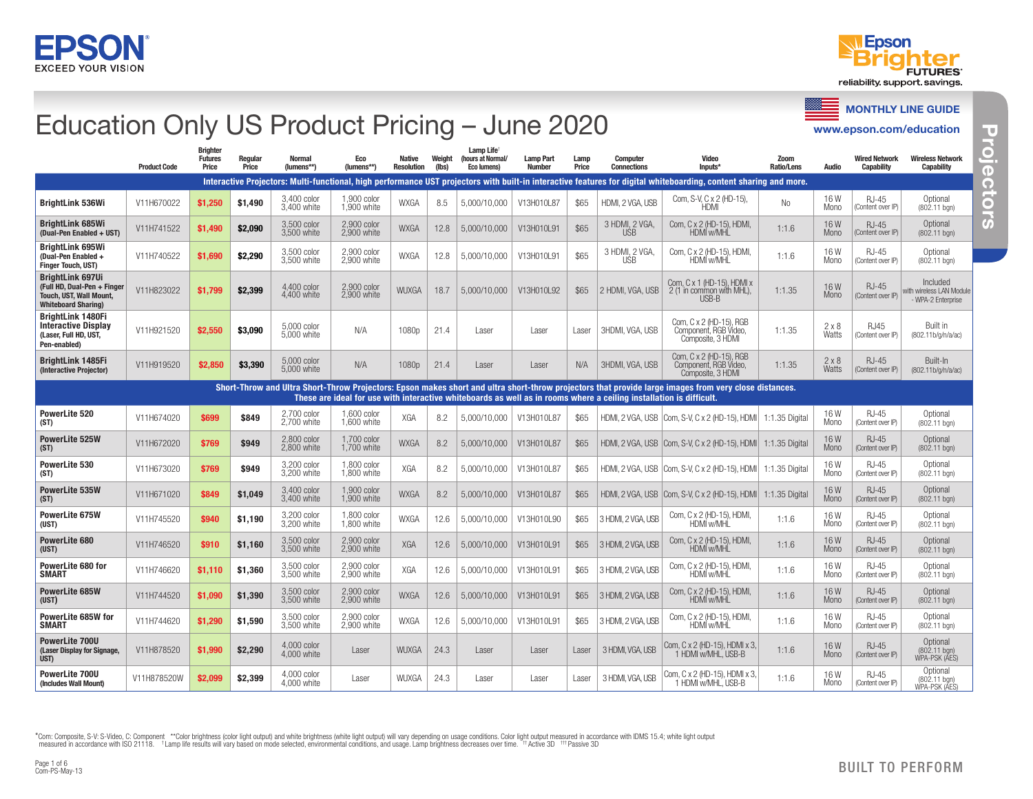# Education Only US Product Pricing – June 2020

MONTHLY LINE GUIDE
www.epson.com/education

| | Product Code | Brighter Futures Price | Regular Price | Normal (lumens**) | Eco (lumens**) | Native Resolution | Weight (lbs) | Lamp Life† (hours at Normal/ Eco lumens) | Lamp Part Number | Lamp Price | Computer Connections | Video Inputs* | Zoom Ratio/Lens | Audio | Wired Network Capability | Wireless Network Capability |
|---|---|---|---|---|---|---|---|---|---|---|---|---|---|---|---|---|
| **Interactive Projectors: Multi-functional, high performance UST projectors with built-in interactive features for digital whiteboarding, content sharing and more.** | | | | | | | | | | | | | | | | |
| **BrightLink 536Wi** | V11H670022 | $1,250 | $1,490 | 3,400 color 3,400 white | 1,900 color 1,900 white | WXGA | 8.5 | 5,000/10,000 | V13H010L87 | $65 | HDMI, 2 VGA, USB | Com, S-V, C x 2 (HD-15), HDMI | No | 16 W Mono | RJ-45 (Content over IP) | Optional (802.11 bgn) |
| **BrightLink 685Wi** (Dual-Pen Enabled + UST) | V11H741522 | $1,490 | $2,090 | 3,500 color 3,500 white | 2,900 color 2,900 white | WXGA | 12.8 | 5,000/10,000 | V13H010L91 | $65 | 3 HDMI, 2 VGA, USB | Com, C x 2 (HD-15), HDMI, HDMI w/MHL | 1:1.6 | 16 W Mono | RJ-45 (Content over IP) | Optional (802.11 bgn) |
| **BrightLink 695Wi** (Dual-Pen Enabled + Finger Touch, UST) | V11H740522 | $1,690 | $2,290 | 3,500 color 3,500 white | 2,900 color 2,900 white | WXGA | 12.8 | 5,000/10,000 | V13H010L91 | $65 | 3 HDMI, 2 VGA, USB | Com, C x 2 (HD-15), HDMI, HDMI w/MHL | 1:1.6 | 16 W Mono | RJ-45 (Content over IP) | Optional (802.11 bgn) |
| **BrightLink 697Ui** (Full HD, Dual-Pen + Finger Touch, UST, Wall Mount, Whiteboard Sharing) | V11H823022 | $1,799 | $2,399 | 4,400 color 4,400 white | 2,900 color 2,900 white | WUXGA | 18.7 | 5,000/10,000 | V13H010L92 | $65 | 2 HDMI, VGA, USB | Com, C x 1 (HD-15), HDMI x 2 (1 in common with MHL), USB-B | 1:1.35 | 16 W Mono | RJ-45 (Content over IP) | Included with wireless LAN Module - WPA-2 Enterprise |
| **BrightLink 1480Fi Interactive Display** (Laser, Full HD, UST, Pen-enabled) | V11H921520 | $2,550 | $3,090 | 5,000 color 5,000 white | N/A | 1080p | 21.4 | Laser | Laser | Laser | 3HDMI, VGA, USB | Com, C x 2 (HD-15), RGB Component, RGB Video, Composite, 3 HDMI | 1:1.35 | 2 x 8 Watts | RJ45 (Content over IP) | Built in (802.11b/g/n/a/ac) |
| **BrightLink 1485Fi** (Interactive Projector) | V11H919520 | $2,850 | $3,390 | 5,000 color 5,000 white | N/A | 1080p | 21.4 | Laser | Laser | N/A | 3HDMI, VGA, USB | Com, C x 2 (HD-15), RGB Component, RGB Video, Composite, 3 HDMI | 1:1.35 | 2 x 8 Watts | RJ-45 (Content over IP) | Built-In (802.11b/g/n/a/ac) |
| **Short-Throw and Ultra Short-Throw Projectors: Epson makes short and ultra short-throw projectors that provide large images from very close distances. These are ideal for use with interactive whiteboards as well as in rooms where a ceiling installation is difficult.** | | | | | | | | | | | | | | | | |
| **PowerLite 520** (ST) | V11H674020 | $699 | $849 | 2,700 color 2,700 white | 1,600 color 1,600 white | XGA | 8.2 | 5,000/10,000 | V13H010L87 | $65 | HDMI, 2 VGA, USB | Com, S-V, C x 2 (HD-15), HDMI | 1:1.35 Digital | 16 W Mono | RJ-45 (Content over IP) | Optional (802.11 bgn) |
| **PowerLite 525W** (ST) | V11H672020 | $769 | $949 | 2,800 color 2,800 white | 1,700 color 1,700 white | WXGA | 8.2 | 5,000/10,000 | V13H010L87 | $65 | HDMI, 2 VGA, USB | Com, S-V, C x 2 (HD-15), HDMI | 1:1.35 Digital | 16 W Mono | RJ-45 (Content over IP) | Optional (802.11 bgn) |
| **PowerLite 530** (ST) | V11H673020 | $769 | $949 | 3,200 color 3,200 white | 1,800 color 1,800 white | XGA | 8.2 | 5,000/10,000 | V13H010L87 | $65 | HDMI, 2 VGA, USB | Com, S-V, C x 2 (HD-15), HDMI | 1:1.35 Digital | 16 W Mono | RJ-45 (Content over IP) | Optional (802.11 bgn) |
| **PowerLite 535W** (ST) | V11H671020 | $849 | $1,049 | 3,400 color 3,400 white | 1,900 color 1,900 white | WXGA | 8.2 | 5,000/10,000 | V13H010L87 | $65 | HDMI, 2 VGA, USB | Com, S-V, C x 2 (HD-15), HDMI | 1:1.35 Digital | 16 W Mono | RJ-45 (Content over IP) | Optional (802.11 bgn) |
| **PowerLite 675W** (UST) | V11H745520 | $940 | $1,190 | 3,200 color 3,200 white | 1,800 color 1,800 white | WXGA | 12.6 | 5,000/10,000 | V13H010L90 | $65 | 3 HDMI, 2 VGA, USB | Com, C x 2 (HD-15), HDMI, HDMI w/MHL | 1:1.6 | 16 W Mono | RJ-45 (Content over IP) | Optional (802.11 bgn) |
| **PowerLite 680** (UST) | V11H746520 | $910 | $1,160 | 3,500 color 3,500 white | 2,900 color 2,900 white | XGA | 12.6 | 5,000/10,000 | V13H010L91 | $65 | 3 HDMI, 2 VGA, USB | Com, C x 2 (HD-15), HDMI, HDMI w/MHL | 1:1.6 | 16 W Mono | RJ-45 (Content over IP) | Optional (802.11 bgn) |
| **PowerLite 680 for SMART** | V11H746620 | $1,110 | $1,360 | 3,500 color 3,500 white | 2,900 color 2,900 white | XGA | 12.6 | 5,000/10,000 | V13H010L91 | $65 | 3 HDMI, 2 VGA, USB | Com, C x 2 (HD-15), HDMI, HDMI w/MHL | 1:1.6 | 16 W Mono | RJ-45 (Content over IP) | Optional (802.11 bgn) |
| **PowerLite 685W** (UST) | V11H744520 | $1,090 | $1,390 | 3,500 color 3,500 white | 2,900 color 2,900 white | WXGA | 12.6 | 5,000/10,000 | V13H010L91 | $65 | 3 HDMI, 2 VGA, USB | Com, C x 2 (HD-15), HDMI, HDMI w/MHL | 1:1.6 | 16 W Mono | RJ-45 (Content over IP) | Optional (802.11 bgn) |
| **PowerLite 685W for SMART** | V11H744620 | $1,290 | $1,590 | 3,500 color 3,500 white | 2,900 color 2,900 white | WXGA | 12.6 | 5,000/10,000 | V13H010L91 | $65 | 3 HDMI, 2 VGA, USB | Com, C x 2 (HD-15), HDMI, HDMI w/MHL | 1:1.6 | 16 W Mono | RJ-45 (Content over IP) | Optional (802.11 bgn) |
| **PowerLite 700U** (Laser Display for Signage, UST) | V11H878520 | $1,990 | $2,290 | 4,000 color 4,000 white | Laser | WUXGA | 24.3 | Laser | Laser | Laser | 3 HDMI, VGA, USB | Com, C x 2 (HD-15), HDMI x 3, 1 HDMI w/MHL, USB-B | 1:1.6 | 16 W Mono | RJ-45 (Content over IP) | Optional (802.11 bgn) WPA-PSK (AES) |
| **PowerLite 700U** (Includes Wall Mount) | V11H878520W | $2,099 | $2,399 | 4,000 color 4,000 white | Laser | WUXGA | 24.3 | Laser | Laser | Laser | 3 HDMI, VGA, USB | Com, C x 2 (HD-15), HDMI x 3, 1 HDMI w/MHL, USB-B | 1:1.6 | 16 W Mono | RJ-45 (Content over IP) | Optional (802.11 bgn) WPA-PSK (AES) |

*Com: Composite, S-V: S-Video, C: Component **Color brightness (color light output) and white brightness (white light output) will vary depending on usage conditions. Color light output measured in accordance with IDMS 15.4; white light output measured in accordance with ISO 21118. †Lamp life results will vary based on mode selected, environmental conditions, and usage. Lamp brightness decreases over time. ††Active 3D †††Passive 3D

Com-PS-May-13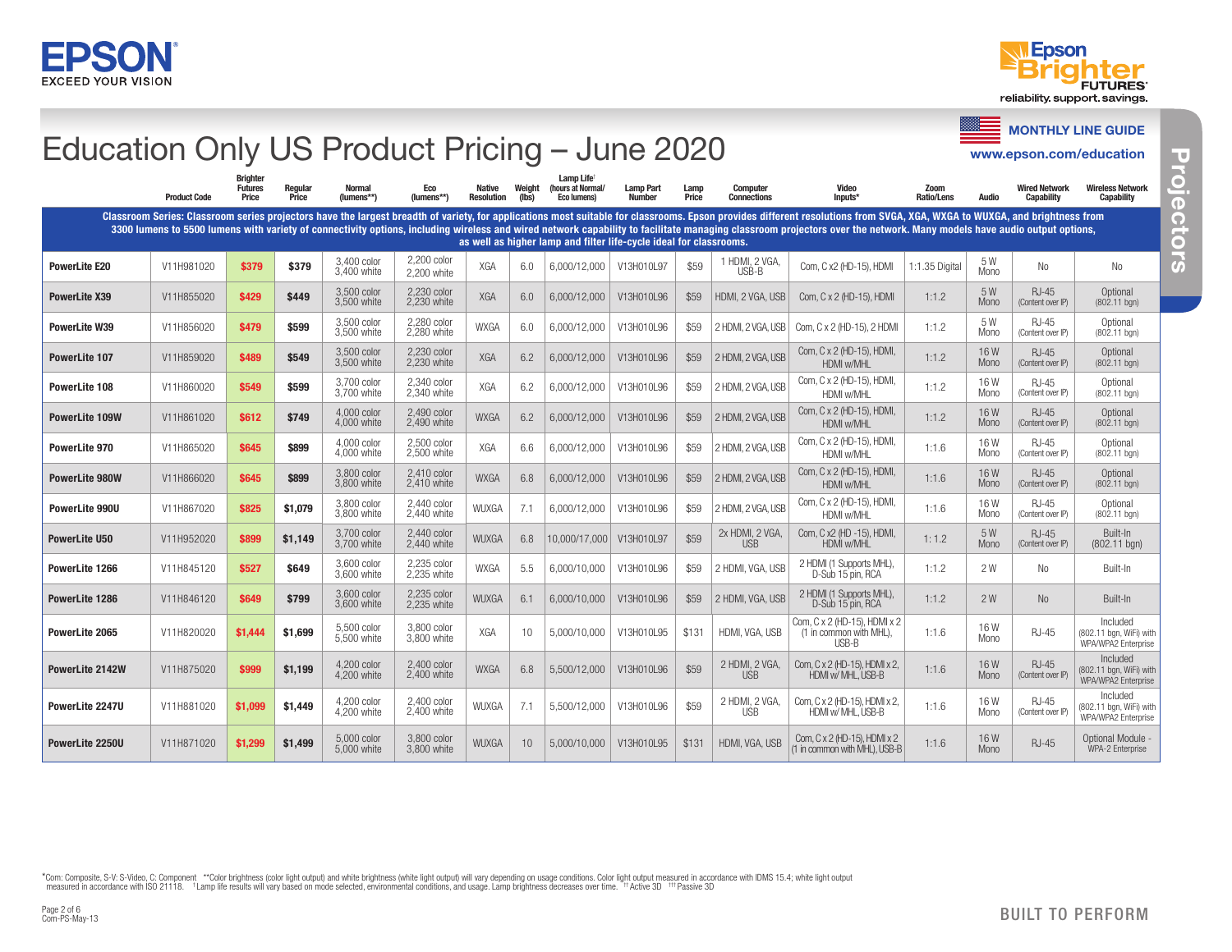EPSON
EXCEED YOUR VISION

Epson Brighter FUTURES
reliability. support. savings.

# Education Only US Product Pricing – June 2020

**MONTHLY LINE GUIDE**
www.epson.com/education

Projectors

| | Product Code | Brighter Futures Price | Regular Price | Normal (lumens**) | Eco (lumens**) | Native Resolution | Weight (lbs) | Lamp Life† (hours at Normal/ Eco lumens) | Lamp Part Number | Lamp Price | Computer Connections | Video Inputs* | Zoom Ratio/Lens | Audio | Wired Network Capability | Wireless Network Capability |
|---|---|---|---|---|---|---|---|---|---|---|---|---|---|---|---|---|
| **Classroom Series: Classroom series projectors have the largest breadth of variety, for applications most suitable for classrooms. Epson provides different resolutions from SVGA, XGA, WXGA to WUXGA, and brightness from 3300 lumens to 5500 lumens with variety of connectivity options, including wireless and wired network capability to facilitate managing classroom projectors over the network. Many models have audio output options, as well as higher lamp and filter life-cycle ideal for classrooms.** | | | | | | | | | | | | | | | | |
| **PowerLite E20** | V11H981020 | $379 | $379 | 3,400 color 3,400 white | 2,200 color 2,200 white | XGA | 6.0 | 6,000/12,000 | V13H010L97 | $59 | 1 HDMI, 2 VGA, USB-B | Com, C x2 (HD-15), HDMI | 1:1.35 Digital | 5 W Mono | No | No |
| **PowerLite X39** | V11H855020 | $429 | $449 | 3,500 color 3,500 white | 2,230 color 2,230 white | XGA | 6.0 | 6,000/12,000 | V13H010L96 | $59 | HDMI, 2 VGA, USB | Com, C x 2 (HD-15), HDMI | 1:1.2 | 5 W Mono | RJ-45 (Content over IP) | Optional (802.11 bgn) |
| **PowerLite W39** | V11H856020 | $479 | $599 | 3,500 color 3,500 white | 2,280 color 2,280 white | WXGA | 6.0 | 6,000/12,000 | V13H010L96 | $59 | 2 HDMI, 2 VGA, USB | Com, C x 2 (HD-15), 2 HDMI | 1:1.2 | 5 W Mono | RJ-45 (Content over IP) | Optional (802.11 bgn) |
| **PowerLite 107** | V11H859020 | $489 | $549 | 3,500 color 3,500 white | 2,230 color 2,230 white | XGA | 6.2 | 6,000/12,000 | V13H010L96 | $59 | 2 HDMI, 2 VGA, USB | Com, C x 2 (HD-15), HDMI, HDMI w/MHL | 1:1.2 | 16 W Mono | RJ-45 (Content over IP) | Optional (802.11 bgn) |
| **PowerLite 108** | V11H860020 | $549 | $599 | 3,700 color 3,700 white | 2,340 color 2,340 white | XGA | 6.2 | 6,000/12,000 | V13H010L96 | $59 | 2 HDMI, 2 VGA, USB | Com, C x 2 (HD-15), HDMI, HDMI w/MHL | 1:1.2 | 16 W Mono | RJ-45 (Content over IP) | Optional (802.11 bgn) |
| **PowerLite 109W** | V11H861020 | $612 | $749 | 4,000 color 4,000 white | 2,490 color 2,490 white | WXGA | 6.2 | 6,000/12,000 | V13H010L96 | $59 | 2 HDMI, 2 VGA, USB | Com, C x 2 (HD-15), HDMI, HDMI w/MHL | 1:1.2 | 16 W Mono | RJ-45 (Content over IP) | Optional (802.11 bgn) |
| **PowerLite 970** | V11H865020 | $645 | $899 | 4,000 color 4,000 white | 2,500 color 2,500 white | XGA | 6.6 | 6,000/12,000 | V13H010L96 | $59 | 2 HDMI, 2 VGA, USB | Com, C x 2 (HD-15), HDMI, HDMI w/MHL | 1:1.6 | 16 W Mono | RJ-45 (Content over IP) | Optional (802.11 bgn) |
| **PowerLite 980W** | V11H866020 | $645 | $899 | 3,800 color 3,800 white | 2,410 color 2,410 white | WXGA | 6.8 | 6,000/12,000 | V13H010L96 | $59 | 2 HDMI, 2 VGA, USB | Com, C x 2 (HD-15), HDMI, HDMI w/MHL | 1:1.6 | 16 W Mono | RJ-45 (Content over IP) | Optional (802.11 bgn) |
| **PowerLite 990U** | V11H867020 | $825 | $1,079 | 3,800 color 3,800 white | 2,440 color 2,440 white | WUXGA | 7.1 | 6,000/12,000 | V13H010L96 | $59 | 2 HDMI, 2 VGA, USB | Com, C x 2 (HD-15), HDMI, HDMI w/MHL | 1:1.6 | 16 W Mono | RJ-45 (Content over IP) | Optional (802.11 bgn) |
| **PowerLite U50** | V11H952020 | $899 | $1,149 | 3,700 color 3,700 white | 2,440 color 2,440 white | WUXGA | 6.8 | 10,000/17,000 | V13H010L97 | $59 | 2x HDMI, 2 VGA, USB | Com, C x2 (HD -15), HDMI, HDMI w/MHL | 1: 1.2 | 5 W Mono | RJ-45 (Content over IP) | Built-In (802.11 bgn) |
| **PowerLite 1266** | V11H845120 | $527 | $649 | 3,600 color 3,600 white | 2,235 color 2,235 white | WXGA | 5.5 | 6,000/10,000 | V13H010L96 | $59 | 2 HDMI, VGA, USB | 2 HDMI (1 Supports MHL), D-Sub 15 pin, RCA | 1:1.2 | 2 W | No | Built-In |
| **PowerLite 1286** | V11H846120 | $649 | $799 | 3,600 color 3,600 white | 2,235 color 2,235 white | WUXGA | 6.1 | 6,000/10,000 | V13H010L96 | $59 | 2 HDMI, VGA, USB | 2 HDMI (1 Supports MHL), D-Sub 15 pin, RCA | 1:1.2 | 2 W | No | Built-In |
| **PowerLite 2065** | V11H820020 | $1,444 | $1,699 | 5,500 color 5,500 white | 3,800 color 3,800 white | XGA | 10 | 5,000/10,000 | V13H010L95 | $131 | HDMI, VGA, USB | Com, C x 2 (HD-15), HDMI x 2 (1 in common with MHL), USB-B | 1:1.6 | 16 W Mono | RJ-45 | Included (802.11 bgn, WiFi) with WPA/WPA2 Enterprise |
| **PowerLite 2142W** | V11H875020 | $999 | $1,199 | 4,200 color 4,200 white | 2,400 color 2,400 white | WXGA | 6.8 | 5,500/12,000 | V13H010L96 | $59 | 2 HDMI, 2 VGA, USB | Com, C x 2 (HD-15), HDMI x 2, HDMI w/ MHL, USB-B | 1:1.6 | 16 W Mono | RJ-45 (Content over IP) | Included (802.11 bgn, WiFi) with WPA/WPA2 Enterprise |
| **PowerLite 2247U** | V11H881020 | $1,099 | $1,449 | 4,200 color 4,200 white | 2,400 color 2,400 white | WUXGA | 7.1 | 5,500/12,000 | V13H010L96 | $59 | 2 HDMI, 2 VGA, USB | Com, C x 2 (HD-15), HDMI x 2, HDMI w/ MHL, USB-B | 1:1.6 | 16 W Mono | RJ-45 (Content over IP) | Included (802.11 bgn, WiFi) with WPA/WPA2 Enterprise |
| **PowerLite 2250U** | V11H871020 | $1,299 | $1,499 | 5,000 color 5,000 white | 3,800 color 3,800 white | WUXGA | 10 | 5,000/10,000 | V13H010L95 | $131 | HDMI, VGA, USB | Com, C x 2 (HD-15), HDMI x 2 (1 in common with MHL), USB-B | 1:1.6 | 16 W Mono | RJ-45 | Optional Module - WPA-2 Enterprise |

*Com: Composite, S-V: S-Video, C: Component **Color brightness (color light output) and white brightness (white light output) will vary depending on usage conditions. Color light output measured in accordance with IDMS 15.4; white light output measured in accordance with ISO 21118. †Lamp life results will vary based on mode selected, environmental conditions, and usage. Lamp brightness decreases over time. ††Active 3D †††Passive 3D

Com-PS-May-13

BUILT TO PERFORM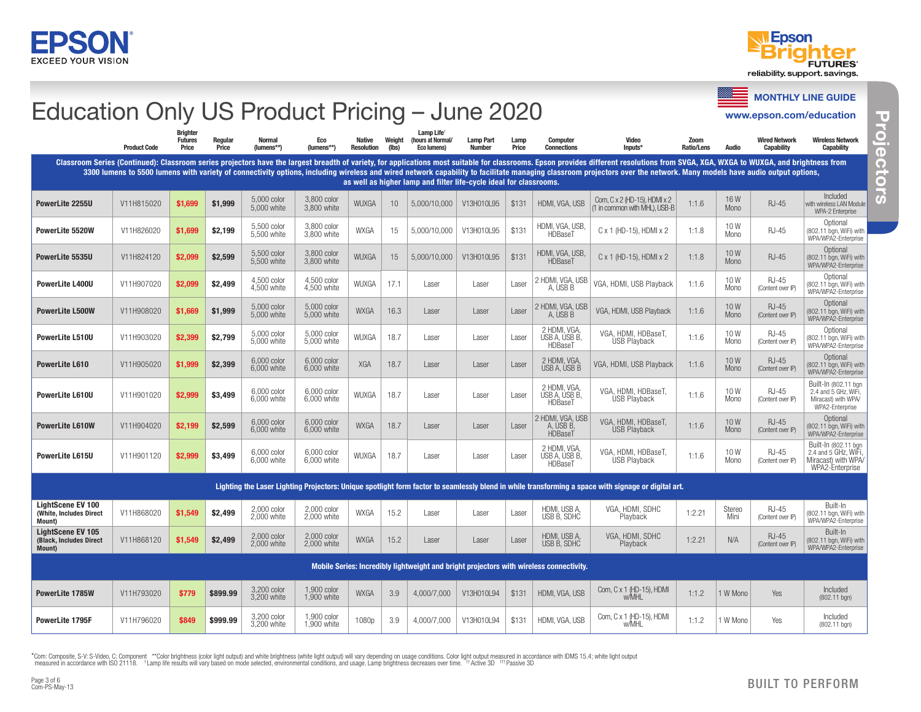EPSON EXCEED YOUR VISION

Epson Brighter FUTURES reliability. support. savings.

# Education Only US Product Pricing – June 2020

MONTHLY LINE GUIDE
www.epson.com/education

Projectors

| | Product Code | Brighter Futures Price | Regular Price | Normal (lumens**) | Eco (lumens**) | Native Resolution | Weight (lbs) | Lamp Life† (hours at Normal/ Eco lumens) | Lamp Part Number | Lamp Price | Computer Connections | Video Inputs* | Zoom Ratio/Lens | Audio | Wired Network Capability | Wireless Network Capability |
|---|---|---|---|---|---|---|---|---|---|---|---|---|---|---|---|---|
| **Classroom Series (Continued): Classroom series projectors have the largest breadth of variety, for applications most suitable for classrooms. Epson provides different resolutions from SVGA, XGA, WXGA to WUXGA, and brightness from 3300 lumens to 5500 lumens with variety of connectivity options, including wireless and wired network capability to facilitate managing classroom projectors over the network. Many models have audio output options, as well as higher lamp and filter life-cycle ideal for classrooms.** | | | | | | | | | | | | | | | | |
| **PowerLite 2255U** | V11H815020 | $1,699 | $1,999 | 5,000 color 5,000 white | 3,800 color 3,800 white | WUXGA | 10 | 5,000/10,000 | V13H010L95 | $131 | HDMI, VGA, USB | Com, C x 2 (HD-15), HDMI x 2 (1 in common with MHL), USB-B | 1:1.6 | 16 W Mono | RJ-45 | Included with wireless LAN Module WPA-2 Enterprise |
| **PowerLite 5520W** | V11H826020 | $1,699 | $2,199 | 5,500 color 5,500 white | 3,800 color 3,800 white | WXGA | 15 | 5,000/10,000 | V13H010L95 | $131 | HDMI, VGA, USB, HDBaseT | C x 1 (HD-15), HDMI x 2 | 1:1.8 | 10 W Mono | RJ-45 | Optional (802.11 bgn, WiFi) with WPA/WPA2-Enterprise |
| **PowerLite 5535U** | V11H824120 | $2,099 | $2,599 | 5,500 color 5,500 white | 3,800 color 3,800 white | WUXGA | 15 | 5,000/10,000 | V13H010L95 | $131 | HDMI, VGA, USB, HDBaseT | C x 1 (HD-15), HDMI x 2 | 1:1.8 | 10 W Mono | RJ-45 | Optional (802.11 bgn, WiFi) with WPA/WPA2-Enterprise |
| **PowerLite L400U** | V11H907020 | $2,099 | $2,499 | 4,500 color 4,500 white | 4,500 color 4,500 white | WUXGA | 17.1 | Laser | Laser | Laser | 2 HDMI, VGA, USB A, USB B | VGA, HDMI, USB Playback | 1:1.6 | 10 W Mono | RJ-45 (Content over IP) | Optional (802.11 bgn, WiFi) with WPA/WPA2-Enterprise |
| **PowerLite L500W** | V11H908020 | $1,669 | $1,999 | 5,000 color 5,000 white | 5,000 color 5,000 white | WXGA | 16.3 | Laser | Laser | Laser | 2 HDMI, VGA, USB A, USB B | VGA, HDMI, USB Playback | 1:1.6 | 10 W Mono | RJ-45 (Content over IP) | Optional (802.11 bgn, WiFi) with WPA/WPA2-Enterprise |
| **PowerLite L510U** | V11H903020 | $2,399 | $2,799 | 5,000 color 5,000 white | 5,000 color 5,000 white | WUXGA | 18.7 | Laser | Laser | Laser | 2 HDMI, VGA, USB A, USB B, HDBaseT | VGA, HDMI, HDBaseT, USB Playback | 1:1.6 | 10 W Mono | RJ-45 (Content over IP) | Optional (802.11 bgn, WiFi) with WPA/WPA2-Enterprise |
| **PowerLite L610** | V11H905020 | $1,999 | $2,399 | 6,000 color 6,000 white | 6,000 color 6,000 white | XGA | 18.7 | Laser | Laser | Laser | 2 HDMI, VGA, USB A, USB B | VGA, HDMI, USB Playback | 1:1.6 | 10 W Mono | RJ-45 (Content over IP) | Optional (802.11 bgn, WiFi) with WPA/WPA2-Enterprise |
| **PowerLite L610U** | V11H901020 | $2,999 | $3,499 | 6,000 color 6,000 white | 6,000 color 6,000 white | WUXGA | 18.7 | Laser | Laser | Laser | 2 HDMI, VGA, USB A, USB B, HDBaseT | VGA, HDMI, HDBaseT, USB Playback | 1:1.6 | 10 W Mono | RJ-45 (Content over IP) | Built-In (802.11 bgn 2.4 and 5 GHz, WiFi, Miracast) with WPA/ WPA2-Enterprise |
| **PowerLite L610W** | V11H904020 | $2,199 | $2,599 | 6,000 color 6,000 white | 6,000 color 6,000 white | WXGA | 18.7 | Laser | Laser | Laser | 2 HDMI, VGA, USB A, USB B, HDBaseT | VGA, HDMI, HDBaseT, USB Playback | 1:1.6 | 10 W Mono | RJ-45 (Content over IP) | Optional (802.11 bgn, WiFi) with WPA/WPA2-Enterprise |
| **PowerLite L615U** | V11H901120 | $2,999 | $3,499 | 6,000 color 6,000 white | 6,000 color 6,000 white | WUXGA | 18.7 | Laser | Laser | Laser | 2 HDMI, VGA, USB A, USB B, HDBaseT | VGA, HDMI, HDBaseT, USB Playback | 1:1.6 | 10 W Mono | RJ-45 (Content over IP) | Built-In (802.11 bgn 2.4 and 5 GHz, WiFi, Miracast) with WPA/ WPA2-Enterprise |
| **Lighting the Laser Lighting Projectors: Unique spotlight form factor to seamlessly blend in while transforming a space with signage or digital art.** | | | | | | | | | | | | | | | | |
| **LightScene EV 100 (White, Includes Direct Mount)** | V11H868020 | $1,549 | $2,499 | 2,000 color 2,000 white | 2,000 color 2,000 white | WXGA | 15.2 | Laser | Laser | Laser | HDMI, USB A, USB B, SDHC | VGA, HDMI, SDHC Playback | 1:2.21 | Stereo Mini | RJ-45 (Content over IP) | Built-In (802.11 bgn, WiFi) with WPA/WPA2-Enterprise |
| **LightScene EV 105 (Black, Includes Direct Mount)** | V11H868120 | $1,549 | $2,499 | 2,000 color 2,000 white | 2,000 color 2,000 white | WXGA | 15.2 | Laser | Laser | Laser | HDMI, USB A, USB B, SDHC | VGA, HDMI, SDHC Playback | 1:2.21 | N/A | RJ-45 (Content over IP) | Built-In (802.11 bgn, WiFi) with WPA/WPA2-Enterprise |
| **Mobile Series: Incredibly lightweight and bright projectors with wireless connectivity.** | | | | | | | | | | | | | | | | |
| **PowerLite 1785W** | V11H793020 | $779 | $899.99 | 3,200 color 3,200 white | 1,900 color 1,900 white | WXGA | 3.9 | 4,000/7,000 | V13H010L94 | $131 | HDMI, VGA, USB | Com, C x 1 (HD-15), HDMI w/MHL | 1:1.2 | 1 W Mono | Yes | Included (802.11 bgn) |
| **PowerLite 1795F** | V11H796020 | $849 | $999.99 | 3,200 color 3,200 white | 1,900 color 1,900 white | 1080p | 3.9 | 4,000/7,000 | V13H010L94 | $131 | HDMI, VGA, USB | Com, C x 1 (HD-15), HDMI w/MHL | 1:1.2 | 1 W Mono | Yes | Included (802.11 bgn) |

*Com: Composite, S-V: S-Video, C: Component **Color brightness (color light output) and white brightness (white light output) will vary depending on usage conditions. Color light output measured in accordance with IDMS 15.4; white light output measured in accordance with ISO 21118. †Lamp life results will vary based on mode selected, environmental conditions, and usage. Lamp brightness decreases over time. ††Active 3D †††Passive 3D

Com-PS-May-13

BUILT TO PERFORM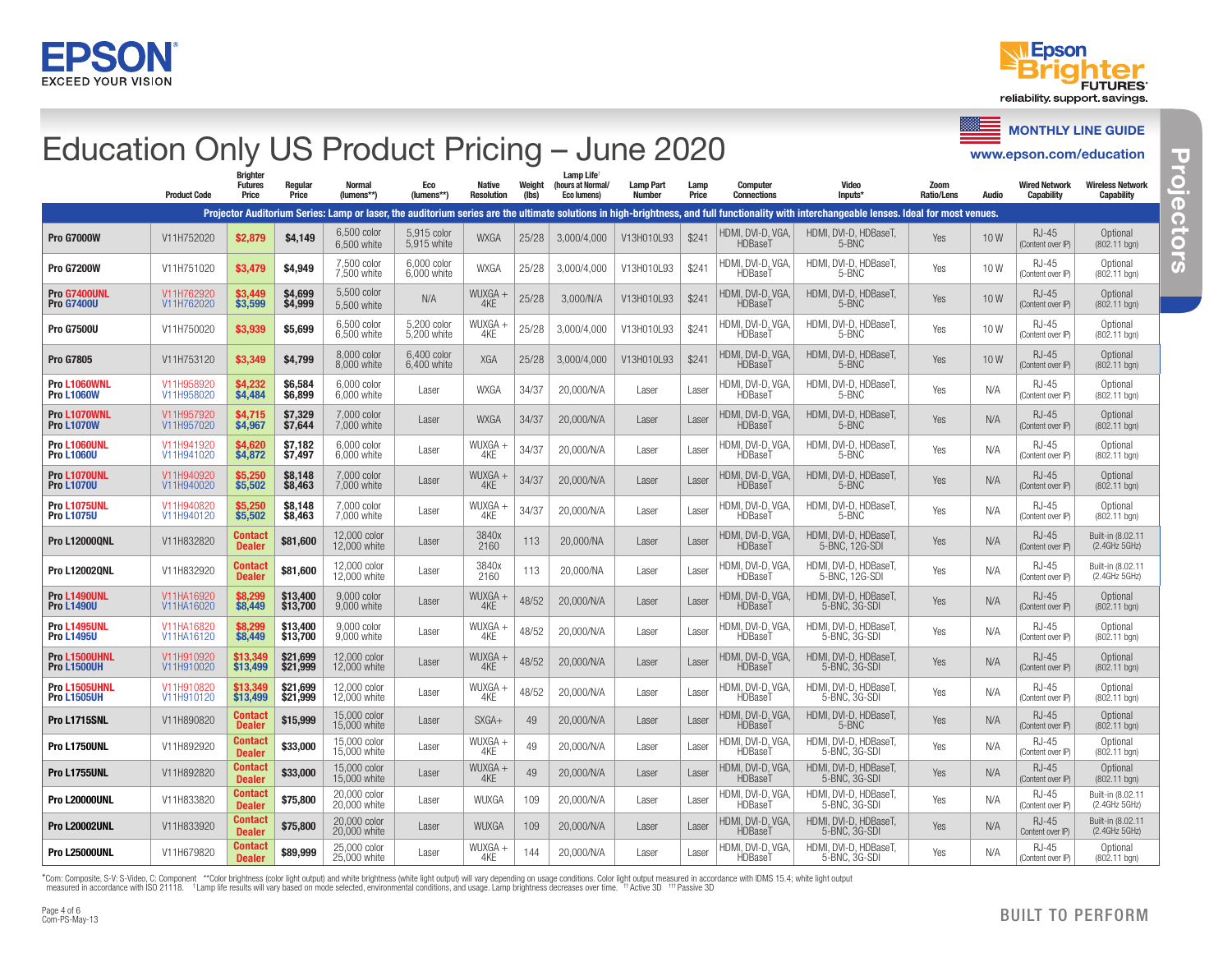EPSON
EXCEED YOUR VISION

Epson Brighter FUTURES
reliability. support. savings.

MONTHLY LINE GUIDE
www.epson.com/education

# Education Only US Product Pricing – June 2020

Projectors

| | Product Code | Brighter Futures Price | Regular Price | Normal (lumens**) | Eco (lumens**) | Native Resolution | Weight (lbs) | Lamp Life† (hours at Normal/ Eco lumens) | Lamp Part Number | Lamp Price | Computer Connections | Video Inputs* | Zoom Ratio/Lens | Audio | Wired Network Capability | Wireless Network Capability |
|---|---|---|---|---|---|---|---|---|---|---|---|---|---|---|---|---|
| **Projector Auditorium Series: Lamp or laser, the auditorium series are the ultimate solutions in high-brightness, and full functionality with interchangeable lenses. Ideal for most venues.** | | | | | | | | | | | | | | | | |
| **Pro G7000W** | V11H752020 | $2,879 | $4,149 | 6,500 color 6,500 white | 5,915 color 5,915 white | WXGA | 25/28 | 3,000/4,000 | V13H010L93 | $241 | HDMI, DVI-D, VGA, HDBaseT | HDMI, DVI-D, HDBaseT, 5-BNC | Yes | 10 W | RJ-45 (Content over IP) | Optional (802.11 bgn) |
| **Pro G7200W** | V11H751020 | $3,479 | $4,949 | 7,500 color 7,500 white | 6,000 color 6,000 white | WXGA | 25/28 | 3,000/4,000 | V13H010L93 | $241 | HDMI, DVI-D, VGA, HDBaseT | HDMI, DVI-D, HDBaseT, 5-BNC | Yes | 10 W | RJ-45 (Content over IP) | Optional (802.11 bgn) |
| **Pro G7400UNL** **Pro G7400U** | V11H762920 V11H762020 | $3,449 $3,599 | $4,699 $4,999 | 5,500 color 5,500 white | N/A | WUXGA + 4KE | 25/28 | 3,000/N/A | V13H010L93 | $241 | HDMI, DVI-D, VGA, HDBaseT | HDMI, DVI-D, HDBaseT, 5-BNC | Yes | 10 W | RJ-45 (Content over IP) | Optional (802.11 bgn) |
| **Pro G7500U** | V11H750020 | $3,939 | $5,699 | 6,500 color 6,500 white | 5,200 color 5,200 white | WUXGA + 4KE | 25/28 | 3,000/4,000 | V13H010L93 | $241 | HDMI, DVI-D, VGA, HDBaseT | HDMI, DVI-D, HDBaseT, 5-BNC | Yes | 10 W | RJ-45 (Content over IP) | Optional (802.11 bgn) |
| **Pro G7805** | V11H753120 | $3,349 | $4,799 | 8,000 color 8,000 white | 6,400 color 6,400 white | XGA | 25/28 | 3,000/4,000 | V13H010L93 | $241 | HDMI, DVI-D, VGA, HDBaseT | HDMI, DVI-D, HDBaseT, 5-BNC | Yes | 10 W | RJ-45 (Content over IP) | Optional (802.11 bgn) |
| **Pro L1060WNL** **Pro L1060W** | V11H958920 V11H958020 | $4,232 $4,484 | $6,584 $6,899 | 6,000 color 6,000 white | Laser | WXGA | 34/37 | 20,000/N/A | Laser | Laser | HDMI, DVI-D, VGA, HDBaseT | HDMI, DVI-D, HDBaseT, 5-BNC | Yes | N/A | RJ-45 (Content over IP) | Optional (802.11 bgn) |
| **Pro L1070WNL** **Pro L1070W** | V11H957920 V11H957020 | $4,715 $4,967 | $7,329 $7,644 | 7,000 color 7,000 white | Laser | WXGA | 34/37 | 20,000/N/A | Laser | Laser | HDMI, DVI-D, VGA, HDBaseT | HDMI, DVI-D, HDBaseT, 5-BNC | Yes | N/A | RJ-45 (Content over IP) | Optional (802.11 bgn) |
| **Pro L1060UNL** **Pro L1060U** | V11H941920 V11H941020 | $4,620 $4,872 | $7,182 $7,497 | 6,000 color 6,000 white | Laser | WUXGA + 4KE | 34/37 | 20,000/N/A | Laser | Laser | HDMI, DVI-D, VGA, HDBaseT | HDMI, DVI-D, HDBaseT, 5-BNC | Yes | N/A | RJ-45 (Content over IP) | Optional (802.11 bgn) |
| **Pro L1070UNL** **Pro L1070U** | V11H940920 V11H940020 | $5,250 $5,502 | $8,148 $8,463 | 7,000 color 7,000 white | Laser | WUXGA + 4KE | 34/37 | 20,000/N/A | Laser | Laser | HDMI, DVI-D, VGA, HDBaseT | HDMI, DVI-D, HDBaseT, 5-BNC | Yes | N/A | RJ-45 (Content over IP) | Optional (802.11 bgn) |
| **Pro L1075UNL** **Pro L1075U** | V11H940820 V11H940120 | $5,250 $5,502 | $8,148 $8,463 | 7,000 color 7,000 white | Laser | WUXGA + 4KE | 34/37 | 20,000/N/A | Laser | Laser | HDMI, DVI-D, VGA, HDBaseT | HDMI, DVI-D, HDBaseT, 5-BNC | Yes | N/A | RJ-45 (Content over IP) | Optional (802.11 bgn) |
| **Pro L12000QNL** | V11H832820 | Contact Dealer | $81,600 | 12,000 color 12,000 white | Laser | 3840x 2160 | 113 | 20,000/NA | Laser | Laser | HDMI, DVI-D, VGA, HDBaseT | HDMI, DVI-D, HDBaseT, 5-BNC, 12G-SDI | Yes | N/A | RJ-45 (Content over IP) | Built-in (8.02.11 (2.4GHz 5GHz) |
| **Pro L12002QNL** | V11H832920 | Contact Dealer | $81,600 | 12,000 color 12,000 white | Laser | 3840x 2160 | 113 | 20,000/NA | Laser | Laser | HDMI, DVI-D, VGA, HDBaseT | HDMI, DVI-D, HDBaseT, 5-BNC, 12G-SDI | Yes | N/A | RJ-45 (Content over IP) | Built-in (8.02.11 (2.4GHz 5GHz) |
| **Pro L1490UNL** **Pro L1490U** | V11HA16920 V11HA16020 | $8,299 $8,449 | $13,400 $13,700 | 9,000 color 9,000 white | Laser | WUXGA + 4KE | 48/52 | 20,000/N/A | Laser | Laser | HDMI, DVI-D, VGA, HDBaseT | HDMI, DVI-D, HDBaseT, 5-BNC, 3G-SDI | Yes | N/A | RJ-45 (Content over IP) | Optional (802.11 bgn) |
| **Pro L1495UNL** **Pro L1495U** | V11HA16820 V11HA16120 | $8,299 $8,449 | $13,400 $13,700 | 9,000 color 9,000 white | Laser | WUXGA + 4KE | 48/52 | 20,000/N/A | Laser | Laser | HDMI, DVI-D, VGA, HDBaseT | HDMI, DVI-D, HDBaseT, 5-BNC, 3G-SDI | Yes | N/A | RJ-45 (Content over IP) | Optional (802.11 bgn) |
| **Pro L1500UHNL** **Pro L1500UH** | V11H910920 V11H910020 | $13,349 $13,499 | $21,699 $21,999 | 12,000 color 12,000 white | Laser | WUXGA + 4KE | 48/52 | 20,000/N/A | Laser | Laser | HDMI, DVI-D, VGA, HDBaseT | HDMI, DVI-D, HDBaseT, 5-BNC, 3G-SDI | Yes | N/A | RJ-45 (Content over IP) | Optional (802.11 bgn) |
| **Pro L1505UHNL** **Pro L1505UH** | V11H910820 V11H910120 | $13,349 $13,499 | $21,699 $21,999 | 12,000 color 12,000 white | Laser | WUXGA + 4KE | 48/52 | 20,000/N/A | Laser | Laser | HDMI, DVI-D, VGA, HDBaseT | HDMI, DVI-D, HDBaseT, 5-BNC, 3G-SDI | Yes | N/A | RJ-45 (Content over IP) | Optional (802.11 bgn) |
| **Pro L1715SNL** | V11H890820 | Contact Dealer | $15,999 | 15,000 color 15,000 white | Laser | SXGA+ | 49 | 20,000/N/A | Laser | Laser | HDMI, DVI-D, VGA, HDBaseT | HDMI, DVI-D, HDBaseT, 5-BNC | Yes | N/A | RJ-45 (Content over IP) | Optional (802.11 bgn) |
| **Pro L1750UNL** | V11H892920 | Contact Dealer | $33,000 | 15,000 color 15,000 white | Laser | WUXGA + 4KE | 49 | 20,000/N/A | Laser | Laser | HDMI, DVI-D, VGA, HDBaseT | HDMI, DVI-D, HDBaseT, 5-BNC, 3G-SDI | Yes | N/A | RJ-45 (Content over IP) | Optional (802.11 bgn) |
| **Pro L1755UNL** | V11H892820 | Contact Dealer | $33,000 | 15,000 color 15,000 white | Laser | WUXGA + 4KE | 49 | 20,000/N/A | Laser | Laser | HDMI, DVI-D, VGA, HDBaseT | HDMI, DVI-D, HDBaseT, 5-BNC, 3G-SDI | Yes | N/A | RJ-45 (Content over IP) | Optional (802.11 bgn) |
| **Pro L20000UNL** | V11H833820 | Contact Dealer | $75,800 | 20,000 color 20,000 white | Laser | WUXGA | 109 | 20,000/N/A | Laser | Laser | HDMI, DVI-D, VGA, HDBaseT | HDMI, DVI-D, HDBaseT, 5-BNC, 3G-SDI | Yes | N/A | RJ-45 (Content over IP) | Built-in (8.02.11 (2.4GHz 5GHz) |
| **Pro L20002UNL** | V11H833920 | Contact Dealer | $75,800 | 20,000 color 20,000 white | Laser | WUXGA | 109 | 20,000/N/A | Laser | Laser | HDMI, DVI-D, VGA, HDBaseT | HDMI, DVI-D, HDBaseT, 5-BNC, 3G-SDI | Yes | N/A | RJ-45 Content over IP) | Built-in (8.02.11 (2.4GHz 5GHz) |
| **Pro L25000UNL** | V11H679820 | Contact Dealer | $89,999 | 25,000 color 25,000 white | Laser | WUXGA + 4KE | 144 | 20,000/N/A | Laser | Laser | HDMI, DVI-D, VGA, HDBaseT | HDMI, DVI-D, HDBaseT, 5-BNC, 3G-SDI | Yes | N/A | RJ-45 (Content over IP) | Optional (802.11 bgn) |

*Com: Composite, S-V: S-Video, C: Component **Color brightness (color light output) and white brightness (white light output) will vary depending on usage conditions. Color light output measured in accordance with IDMS 15.4; white light output measured in accordance with ISO 21118. †Lamp life results will vary based on mode selected, environmental conditions, and usage. Lamp brightness decreases over time. ††Active 3D †††Passive 3D

Com-PS-May-13

BUILT TO PERFORM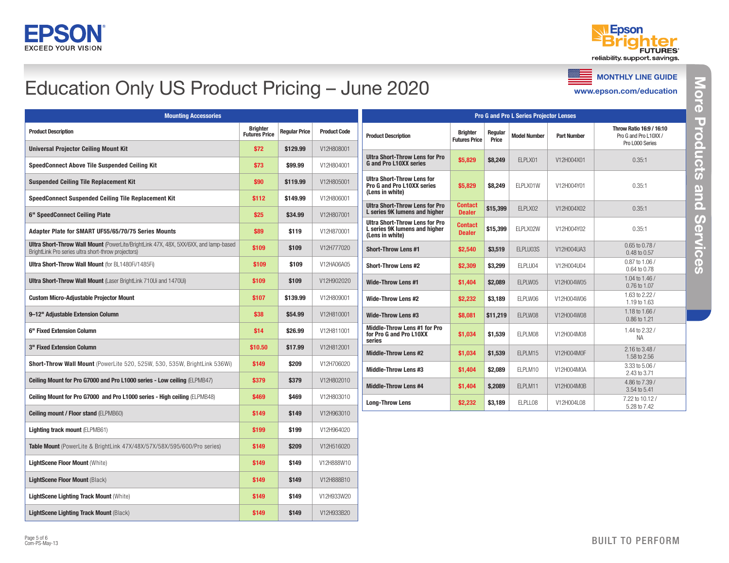# Education Only US Product Pricing – June 2020

MONTHLY LINE GUIDE

www.epson.com/education

## Mounting Accessories

| Product Description | Brighter Futures Price | Regular Price | Product Code |
|---|---|---|---|
| **Universal Projector Ceiling Mount Kit** | $72 | $129.99 | V12H808001 |
| **SpeedConnect Above Tile Suspended Ceiling Kit** | $73 | $99.99 | V12H804001 |
| **Suspended Ceiling Tile Replacement Kit** | $90 | $119.99 | V12H805001 |
| **SpeedConnect Suspended Ceiling Tile Replacement Kit** | $112 | $149.99 | V12H806001 |
| **6" SpeedConnect Ceiling Plate** | $25 | $34.99 | V12H807001 |
| **Adapter Plate for SMART UF55/65/70/75 Series Mounts** | $89 | $119 | V12H870001 |
| **Ultra Short-Throw Wall Mount** (PowerLite/BrightLink 47X, 48X, 5XX/6XX, and lamp-based BrightLink Pro series ultra short-throw projectors) | $109 | $109 | V12H777020 |
| **Ultra Short-Throw Wall Mount** (for BL1480Fi/1485Fi) | $109 | $109 | V12HA06A05 |
| **Ultra Short-Throw Wall Mount** (Laser BrightLink 710Ui and 1470Ui) | $109 | $109 | V12H902020 |
| **Custom Micro-Adjustable Projector Mount** | $107 | $139.99 | V12H809001 |
| **9–12" Adjustable Extension Column** | $38 | $54.99 | V12H810001 |
| **6" Fixed Extension Column** | $14 | $26.99 | V12H811001 |
| **3" Fixed Extension Column** | $10.50 | $17.99 | V12H812001 |
| **Short-Throw Wall Mount** (PowerLite 520, 525W, 530, 535W, BrightLink 536Wi) | $149 | $209 | V12H706020 |
| **Ceiling Mount for Pro G7000 and Pro L1000 series - Low ceiling** (ELPMB47) | $379 | $379 | V12H802010 |
| **Ceiling Mount for Pro G7000 and Pro L1000 series - High ceiling** (ELPMB48) | $469 | $469 | V12H803010 |
| **Ceiling mount / Floor stand** (ELPMB60) | $149 | $149 | V12H963010 |
| **Lighting track mount** (ELPMB61) | $199 | $199 | V12H964020 |
| **Table Mount** (PowerLite & BrightLink 47X/48X/57X/58X/595/600/Pro series) | $149 | $209 | V12H516020 |
| **LightScene Floor Mount** (White) | $149 | $149 | V12H888W10 |
| **LightScene Floor Mount** (Black) | $149 | $149 | V12H888B10 |
| **LightScene Lighting Track Mount** (White) | $149 | $149 | V12H933W20 |
| **LightScene Lighting Track Mount** (Black) | $149 | $149 | V12H933B20 |

## Pro G and Pro L Series Projector Lenses

| Product Description | Brighter Futures Price | Regular Price | Model Number | Part Number | Throw Ratio 16:9 / 16:10 Pro G and Pro L10XX / Pro L000 Series |
|---|---|---|---|---|---|
| **Ultra Short-Throw Lens for Pro G and Pro L10XX series** | $5,829 | $8,249 | ELPLX01 | V12H004X01 | 0.35:1 |
| **Ultra Short-Throw Lens for Pro G and Pro L10XX series (Lens in white)** | $5,829 | $8,249 | ELPLX01W | V12H004Y01 | 0.35:1 |
| **Ultra Short-Throw Lens for Pro L series 9K lumens and higher** | Contact Dealer | $15,399 | ELPLX02 | V12H004X02 | 0.35:1 |
| **Ultra Short-Throw Lens for Pro L series 9K lumens and higher (Lens in white)** | Contact Dealer | $15,399 | ELPLX02W | V12H004Y02 | 0.35:1 |
| **Short-Throw Lens #1** | $2,540 | $3,519 | ELPLU03S | V12H004UA3 | 0.65 to 0.78 / 0.48 to 0.57 |
| **Short-Throw Lens #2** | $2,309 | $3,299 | ELPLU04 | V12H004U04 | 0.87 to 1.06 / 0.64 to 0.78 |
| **Wide-Throw Lens #1** | $1,404 | $2,089 | ELPLW05 | V12H004W05 | 1.04 to 1.46 / 0.76 to 1.07 |
| **Wide-Throw Lens #2** | $2,232 | $3,189 | ELPLW06 | V12H004W06 | 1.63 to 2.22 / 1.19 to 1.63 |
| **Wide-Throw Lens #3** | $8,081 | $11,219 | ELPLW08 | V12H004W08 | 1.18 to 1.66 / 0.86 to 1.21 |
| **Middle-Throw Lens #1 for Pro for Pro G and Pro L10XX series** | $1,034 | $1,539 | ELPLM08 | V12H004M08 | 1.44 to 2.32 / NA |
| **Middle-Throw Lens #2** | $1,034 | $1,539 | ELPLM15 | V12H004M0F | 2.16 to 3.48 / 1.58 to 2.56 |
| **Middle-Throw Lens #3** | $1,404 | $2,089 | ELPLM10 | V12H004M0A | 3.33 to 5.06 / 2.43 to 3.71 |
| **Middle-Throw Lens #4** | $1,404 | $,2089 | ELPLM11 | V12H004M0B | 4.86 to 7.39 / 3.54 to 5.41 |
| **Long-Throw Lens** | $2,232 | $3,189 | ELPLL08 | V12H004L08 | 7.22 to 10.12 / 5.28 to 7.42 |

Com-PS-May-13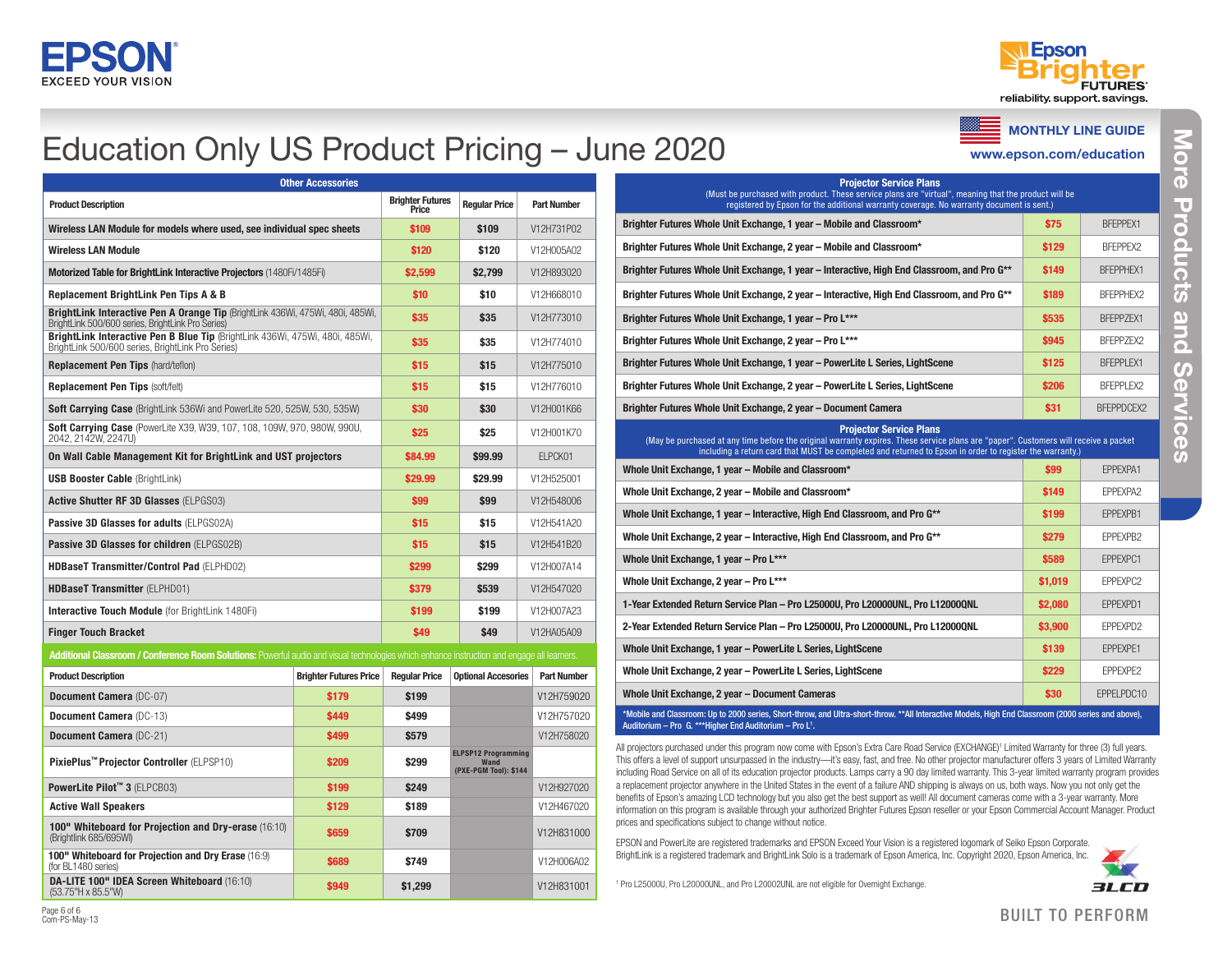# Education Only US Product Pricing – June 2020

MONTHLY LINE GUIDE

www.epson.com/education

### Other Accessories

| Product Description | Brighter Futures Price | Regular Price | Part Number |
|---|---|---|---|
| **Wireless LAN Module for models where used, see individual spec sheets** | $109 | $109 | V12H731P02 |
| **Wireless LAN Module** | $120 | $120 | V12H005A02 |
| **Motorized Table for BrightLink Interactive Projectors** (1480Fi/1485Fi) | $2,599 | $2,799 | V12H893020 |
| **Replacement BrightLink Pen Tips A & B** | $10 | $10 | V12H668010 |
| **BrightLink Interactive Pen A Orange Tip** (BrightLink 436Wi, 475Wi, 480i, 485Wi, BrightLink 500/600 series, BrightLink Pro Series) | $35 | $35 | V12H773010 |
| **BrightLink Interactive Pen B Blue Tip** (BrightLink 436Wi, 475Wi, 480i, 485Wi, BrightLink 500/600 series, BrightLink Pro Series) | $35 | $35 | V12H774010 |
| **Replacement Pen Tips** (hard/teflon) | $15 | $15 | V12H775010 |
| **Replacement Pen Tips** (soft/felt) | $15 | $15 | V12H776010 |
| **Soft Carrying Case** (BrightLink 536Wi and PowerLite 520, 525W, 530, 535W) | $30 | $30 | V12H001K66 |
| **Soft Carrying Case** (PowerLite X39, W39, 107, 108, 109W, 970, 980W, 990U, 2042, 2142W, 2247U) | $25 | $25 | V12H001K70 |
| **On Wall Cable Management Kit for BrightLink and UST projectors** | $84.99 | $99.99 | ELPCK01 |
| **USB Booster Cable** (BrightLink) | $29.99 | $29.99 | V12H525001 |
| **Active Shutter RF 3D Glasses** (ELPGS03) | $99 | $99 | V12H548006 |
| **Passive 3D Glasses for adults** (ELPGS02A) | $15 | $15 | V12H541A20 |
| **Passive 3D Glasses for children** (ELPGS02B) | $15 | $15 | V12H541B20 |
| **HDBaseT Transmitter/Control Pad** (ELPHD02) | $299 | $299 | V12H007A14 |
| **HDBaseT Transmitter** (ELPHD01) | $379 | $539 | V12H547020 |
| **Interactive Touch Module** (for BrightLink 1480Fi) | $199 | $199 | V12H007A23 |
| **Finger Touch Bracket** | $49 | $49 | V12HA05A09 |

**Additional Classroom / Conference Room Solutions:** Powerful audio and visual technologies which enhance instruction and engage all learners.

| Product Description | Brighter Futures Price | Regular Price | Optional Accesories | Part Number |
|---|---|---|---|---|
| **Document Camera** (DC-07) | $179 | $199 | | V12H759020 |
| **Document Camera** (DC-13) | $449 | $499 | | V12H757020 |
| **Document Camera** (DC-21) | $499 | $579 | | V12H758020 |
| **PixiePlus™ Projector Controller** (ELPSP10) | $209 | $299 | ELPSP12 Programming Wand (PXE-PGM Tool): $144 | |
| **PowerLite Pilot™ 3** (ELPCB03) | $199 | $249 | | V12H927020 |
| **Active Wall Speakers** | $129 | $189 | | V12H467020 |
| **100" Whiteboard for Projection and Dry-erase** (16:10) (Brightlink 685/695Wi) | $659 | $709 | | V12H831000 |
| **100" Whiteboard for Projection and Dry Erase** (16:9) (for BL1480 series) | $689 | $749 | | V12H006A02 |
| **DA-LITE 100" IDEA Screen Whiteboard** (16:10) (53.75"H x 85.5"W) | $949 | $1,299 | | V12H831001 |

### Projector Service Plans

(Must be purchased with product. These service plans are "virtual", meaning that the product will be registered by Epson for the additional warranty coverage. No warranty document is sent.)

| | | |
|---|---|---|
| Brighter Futures Whole Unit Exchange, 1 year – Mobile and Classroom* | $75 | BFEPPEX1 |
| Brighter Futures Whole Unit Exchange, 2 year – Mobile and Classroom* | $129 | BFEPPEX2 |
| Brighter Futures Whole Unit Exchange, 1 year – Interactive, High End Classroom, and Pro G** | $149 | BFEPPHEX1 |
| Brighter Futures Whole Unit Exchange, 2 year – Interactive, High End Classroom, and Pro G** | $189 | BFEPPHEX2 |
| Brighter Futures Whole Unit Exchange, 1 year – Pro L*** | $535 | BFEPPZEX1 |
| Brighter Futures Whole Unit Exchange, 2 year – Pro L*** | $945 | BFEPPZEX2 |
| Brighter Futures Whole Unit Exchange, 1 year – PowerLite L Series, LightScene | $125 | BFEPPLEX1 |
| Brighter Futures Whole Unit Exchange, 2 year – PowerLite L Series, LightScene | $206 | BFEPPLEX2 |
| Brighter Futures Whole Unit Exchange, 2 year – Document Camera | $31 | BFEPPDCEX2 |

### Projector Service Plans

(May be purchased at any time before the original warranty expires. These service plans are "paper". Customers will receive a packet including a return card that MUST be completed and returned to Epson in order to register the warranty.)

| | | |
|---|---|---|
| Whole Unit Exchange, 1 year – Mobile and Classroom* | $99 | EPPEXPA1 |
| Whole Unit Exchange, 2 year – Mobile and Classroom* | $149 | EPPEXPA2 |
| Whole Unit Exchange, 1 year – Interactive, High End Classroom, and Pro G** | $199 | EPPEXPB1 |
| Whole Unit Exchange, 2 year – Interactive, High End Classroom, and Pro G** | $279 | EPPEXPB2 |
| Whole Unit Exchange, 1 year – Pro L*** | $589 | EPPEXPC1 |
| Whole Unit Exchange, 2 year – Pro L*** | $1,019 | EPPEXPC2 |
| 1-Year Extended Return Service Plan – Pro L25000U, Pro L20000UNL, Pro L12000QNL | $2,080 | EPPEXPD1 |
| 2-Year Extended Return Service Plan – Pro L25000U, Pro L20000UNL, Pro L12000QNL | $3,900 | EPPEXPD2 |
| Whole Unit Exchange, 1 year – PowerLite L Series, LightScene | $139 | EPPEXPE1 |
| Whole Unit Exchange, 2 year – PowerLite L Series, LightScene | $229 | EPPEXPE2 |
| Whole Unit Exchange, 2 year – Document Cameras | $30 | EPPELPDC10 |

*Mobile and Classroom: Up to 2000 series, Short-throw, and Ultra-short-throw. **All Interactive Models, High End Classroom (2000 series and above), Auditorium – Pro G. ***Higher End Auditorium – Pro L[1].

All projectors purchased under this program now come with Epson's Extra Care Road Service (EXCHANGE)[1] Limited Warranty for three (3) full years. This offers a level of support unsurpassed in the industry—it's easy, fast, and free. No other projector manufacturer offers 3 years of Limited Warranty including Road Service on all of its education projector products. Lamps carry a 90 day limited warranty. This 3-year limited warranty program provides a replacement projector anywhere in the United States in the event of a failure AND shipping is always on us, both ways. Now you not only get the benefits of Epson's amazing LCD technology but you also get the best support as well! All document cameras come with a 3-year warranty. More information on this program is available through your authorized Brighter Futures Epson reseller or your Epson Commercial Account Manager. Product prices and specifications subject to change without notice.

EPSON and PowerLite are registered trademarks and EPSON Exceed Your Vision is a registered logomark of Seiko Epson Corporate. BrightLink is a registered trademark and BrightLink Solo is a trademark of Epson America, Inc. Copyright 2020, Epson America, Inc.

[1] Pro L25000U, Pro L20000UNL, and Pro L20002UNL are not eligible for Overnight Exchange.

Com-PS-May-13